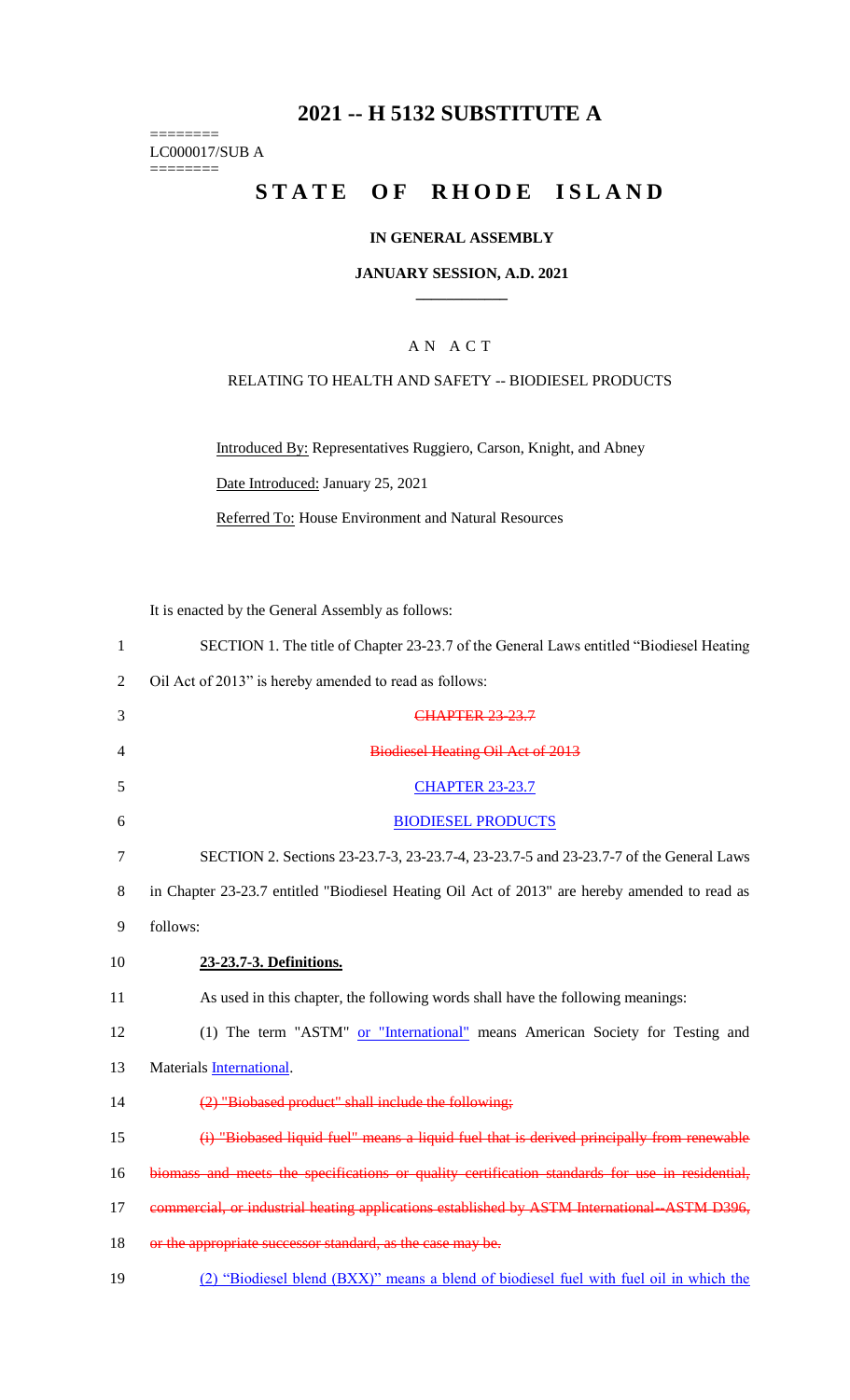# 2021 -- H 5132 SUBSTITUTE A

========
LC000017/SUB A
========

# STATE OF RHODE ISLAND

**IN GENERAL ASSEMBLY**

**JANUARY SESSION, A.D. 2021**

AN ACT

RELATING TO HEALTH AND SAFETY -- BIODIESEL PRODUCTS

Introduced By: Representatives Ruggiero, Carson, Knight, and Abney

Date Introduced: January 25, 2021

Referred To: House Environment and Natural Resources

It is enacted by the General Assembly as follows:

1 SECTION 1. The title of Chapter 23-23.7 of the General Laws entitled "Biodiesel Heating
2 Oil Act of 2013" is hereby amended to read as follows:

3 ~~CHAPTER 23-23.7~~

4 ~~Biodiesel Heating Oil Act of 2013~~

5 CHAPTER 23-23.7

6 BIODIESEL PRODUCTS

7 SECTION 2. Sections 23-23.7-3, 23-23.7-4, 23-23.7-5 and 23-23.7-7 of the General Laws
8 in Chapter 23-23.7 entitled "Biodiesel Heating Oil Act of 2013" are hereby amended to read as
9 follows:

10 **23-23.7-3. Definitions.**

11 As used in this chapter, the following words shall have the following meanings:

12 (1) The term "ASTM" or "International" means American Society for Testing and
13 Materials International.

14 ~~(2) "Biobased product" shall include the following;~~

15 ~~(i) "Biobased liquid fuel" means a liquid fuel that is derived principally from renewable~~
16 ~~biomass and meets the specifications or quality certification standards for use in residential,~~
17 ~~commercial, or industrial heating applications established by ASTM International--ASTM D396,~~
18 ~~or the appropriate successor standard, as the case may be.~~

19 (2) "Biodiesel blend (BXX)" means a blend of biodiesel fuel with fuel oil in which the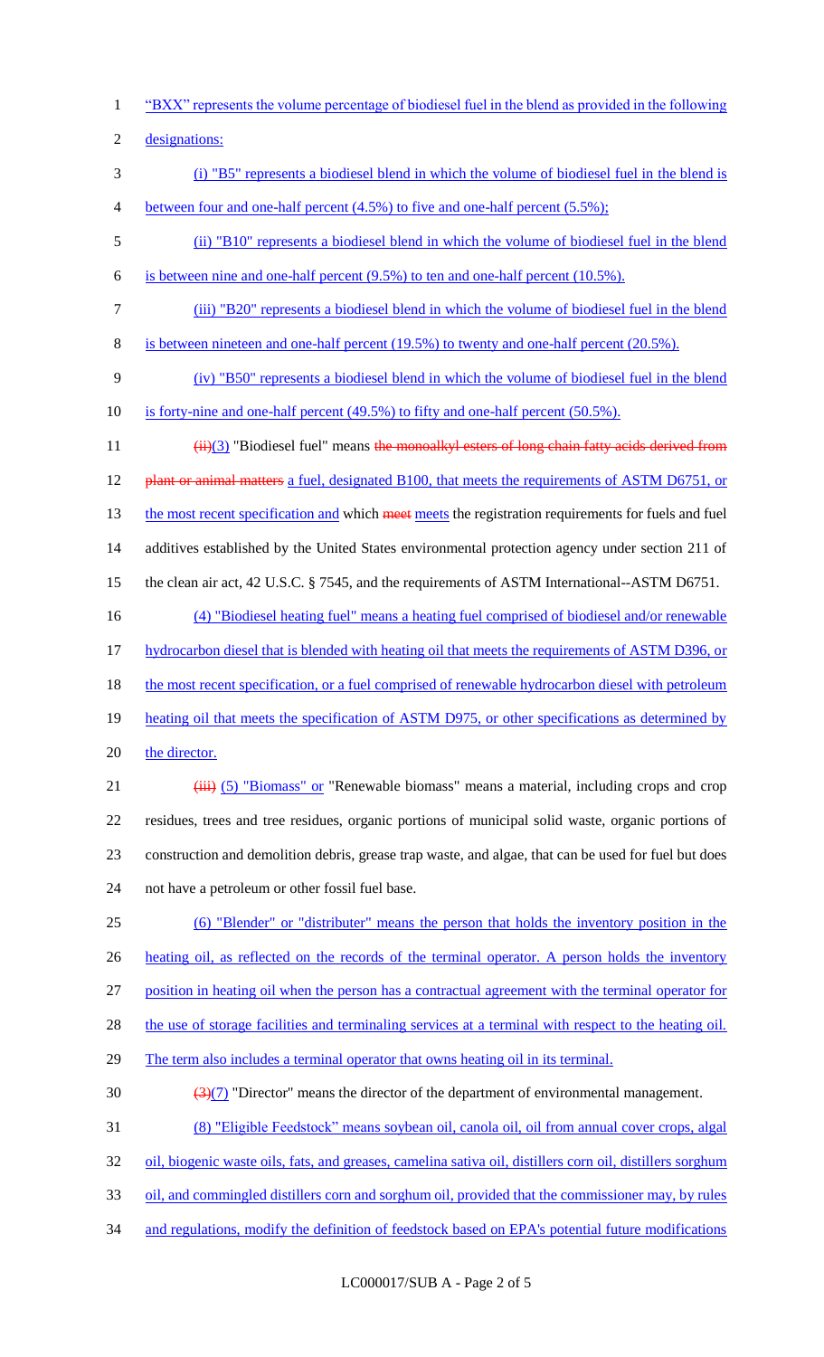"BXX" represents the volume percentage of biodiesel fuel in the blend as provided in the following designations:

(i) "B5" represents a biodiesel blend in which the volume of biodiesel fuel in the blend is between four and one-half percent (4.5%) to five and one-half percent (5.5%);

(ii) "B10" represents a biodiesel blend in which the volume of biodiesel fuel in the blend is between nine and one-half percent (9.5%) to ten and one-half percent (10.5%).

(iii) "B20" represents a biodiesel blend in which the volume of biodiesel fuel in the blend is between nineteen and one-half percent (19.5%) to twenty and one-half percent (20.5%).

(iv) "B50" represents a biodiesel blend in which the volume of biodiesel fuel in the blend is forty-nine and one-half percent (49.5%) to fifty and one-half percent (50.5%).

~~(ii)~~(3) "Biodiesel fuel" means ~~the monoalkyl esters of long chain fatty acids derived from plant or animal matters~~ a fuel, designated B100, that meets the requirements of ASTM D6751, or the most recent specification and which ~~meet~~ meets the registration requirements for fuels and fuel additives established by the United States environmental protection agency under section 211 of the clean air act, 42 U.S.C. § 7545, and the requirements of ASTM International--ASTM D6751.

(4) "Biodiesel heating fuel" means a heating fuel comprised of biodiesel and/or renewable hydrocarbon diesel that is blended with heating oil that meets the requirements of ASTM D396, or the most recent specification, or a fuel comprised of renewable hydrocarbon diesel with petroleum heating oil that meets the specification of ASTM D975, or other specifications as determined by the director.

~~(iii)~~ (5) "Biomass" or "Renewable biomass" means a material, including crops and crop residues, trees and tree residues, organic portions of municipal solid waste, organic portions of construction and demolition debris, grease trap waste, and algae, that can be used for fuel but does not have a petroleum or other fossil fuel base.

(6) "Blender" or "distributer" means the person that holds the inventory position in the heating oil, as reflected on the records of the terminal operator. A person holds the inventory position in heating oil when the person has a contractual agreement with the terminal operator for the use of storage facilities and terminaling services at a terminal with respect to the heating oil. The term also includes a terminal operator that owns heating oil in its terminal.

~~(3)~~(7) "Director" means the director of the department of environmental management.

(8) "Eligible Feedstock" means soybean oil, canola oil, oil from annual cover crops, algal oil, biogenic waste oils, fats, and greases, camelina sativa oil, distillers corn oil, distillers sorghum oil, and commingled distillers corn and sorghum oil, provided that the commissioner may, by rules and regulations, modify the definition of feedstock based on EPA's potential future modifications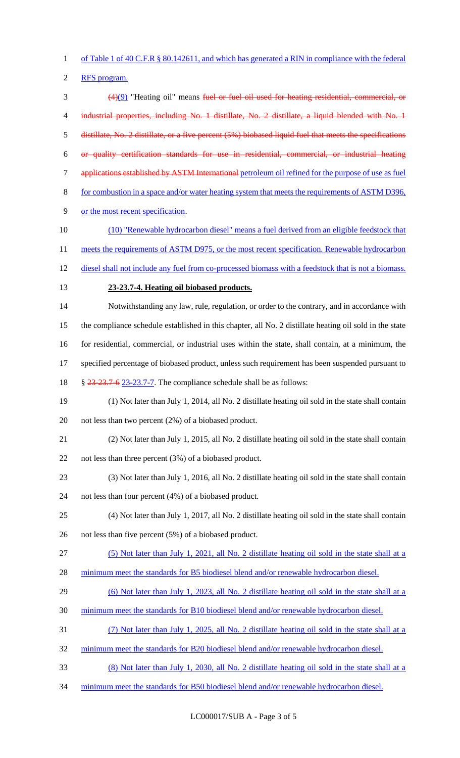of Table 1 of 40 C.F.R § 80.142611, and which has generated a RIN in compliance with the federal RFS program.

~~(4)~~(9) "Heating oil" means ~~fuel or fuel oil used for heating residential, commercial, or industrial properties, including No. 1 distillate, No. 2 distillate, a liquid blended with No. 1 distillate, No. 2 distillate, or a five percent (5%) biobased liquid fuel that meets the specifications or quality certification standards for use in residential, commercial, or industrial heating applications established by ASTM International~~ petroleum oil refined for the purpose of use as fuel for combustion in a space and/or water heating system that meets the requirements of ASTM D396, or the most recent specification.

(10) "Renewable hydrocarbon diesel" means a fuel derived from an eligible feedstock that meets the requirements of ASTM D975, or the most recent specification. Renewable hydrocarbon diesel shall not include any fuel from co-processed biomass with a feedstock that is not a biomass.

**23-23.7-4. Heating oil biobased products.**

Notwithstanding any law, rule, regulation, or order to the contrary, and in accordance with the compliance schedule established in this chapter, all No. 2 distillate heating oil sold in the state for residential, commercial, or industrial uses within the state, shall contain, at a minimum, the specified percentage of biobased product, unless such requirement has been suspended pursuant to § ~~23-23.7-6~~ 23-23.7-7. The compliance schedule shall be as follows:

(1) Not later than July 1, 2014, all No. 2 distillate heating oil sold in the state shall contain not less than two percent (2%) of a biobased product.

(2) Not later than July 1, 2015, all No. 2 distillate heating oil sold in the state shall contain not less than three percent (3%) of a biobased product.

(3) Not later than July 1, 2016, all No. 2 distillate heating oil sold in the state shall contain not less than four percent (4%) of a biobased product.

(4) Not later than July 1, 2017, all No. 2 distillate heating oil sold in the state shall contain not less than five percent (5%) of a biobased product.

(5) Not later than July 1, 2021, all No. 2 distillate heating oil sold in the state shall at a minimum meet the standards for B5 biodiesel blend and/or renewable hydrocarbon diesel.

(6) Not later than July 1, 2023, all No. 2 distillate heating oil sold in the state shall at a minimum meet the standards for B10 biodiesel blend and/or renewable hydrocarbon diesel.

(7) Not later than July 1, 2025, all No. 2 distillate heating oil sold in the state shall at a minimum meet the standards for B20 biodiesel blend and/or renewable hydrocarbon diesel.

(8) Not later than July 1, 2030, all No. 2 distillate heating oil sold in the state shall at a minimum meet the standards for B50 biodiesel blend and/or renewable hydrocarbon diesel.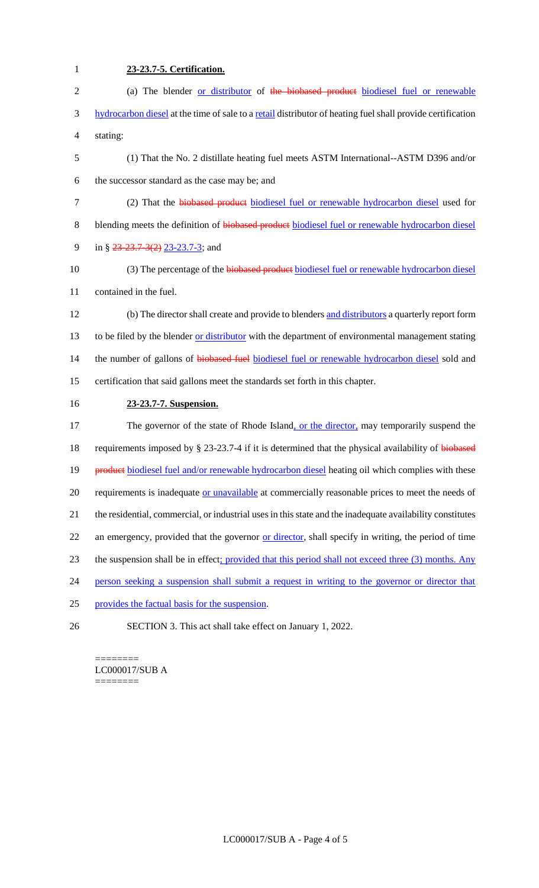**23-23.7-5. Certification.**

(a) The blender or distributor of ~~the biobased product~~ biodiesel fuel or renewable hydrocarbon diesel at the time of sale to a retail distributor of heating fuel shall provide certification stating:

(1) That the No. 2 distillate heating fuel meets ASTM International--ASTM D396 and/or the successor standard as the case may be; and

(2) That the ~~biobased product~~ biodiesel fuel or renewable hydrocarbon diesel used for blending meets the definition of ~~biobased product~~ biodiesel fuel or renewable hydrocarbon diesel in § ~~23-23.7-3(2)~~ 23-23.7-3; and

(3) The percentage of the ~~biobased product~~ biodiesel fuel or renewable hydrocarbon diesel contained in the fuel.

(b) The director shall create and provide to blenders and distributors a quarterly report form to be filed by the blender or distributor with the department of environmental management stating the number of gallons of ~~biobased fuel~~ biodiesel fuel or renewable hydrocarbon diesel sold and certification that said gallons meet the standards set forth in this chapter.

**23-23.7-7. Suspension.**

The governor of the state of Rhode Island, or the director, may temporarily suspend the requirements imposed by § 23-23.7-4 if it is determined that the physical availability of ~~biobased product~~ biodiesel fuel and/or renewable hydrocarbon diesel heating oil which complies with these requirements is inadequate or unavailable at commercially reasonable prices to meet the needs of the residential, commercial, or industrial uses in this state and the inadequate availability constitutes an emergency, provided that the governor or director, shall specify in writing, the period of time the suspension shall be in effect; provided that this period shall not exceed three (3) months. Any person seeking a suspension shall submit a request in writing to the governor or director that provides the factual basis for the suspension.

SECTION 3. This act shall take effect on January 1, 2022.

========
LC000017/SUB A
========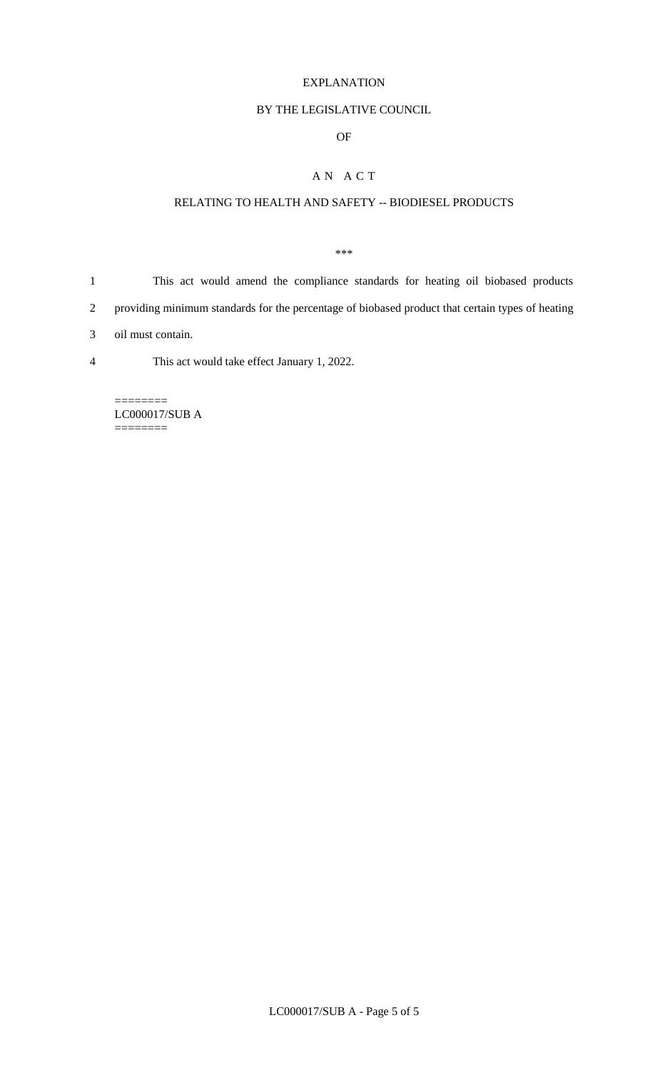EXPLANATION

BY THE LEGISLATIVE COUNCIL

OF

A N A C T

RELATING TO HEALTH AND SAFETY -- BIODIESEL PRODUCTS

\*\*\*

1 This act would amend the compliance standards for heating oil biobased products
2 providing minimum standards for the percentage of biobased product that certain types of heating
3 oil must contain.

4 This act would take effect January 1, 2022.

========
LC000017/SUB A
========